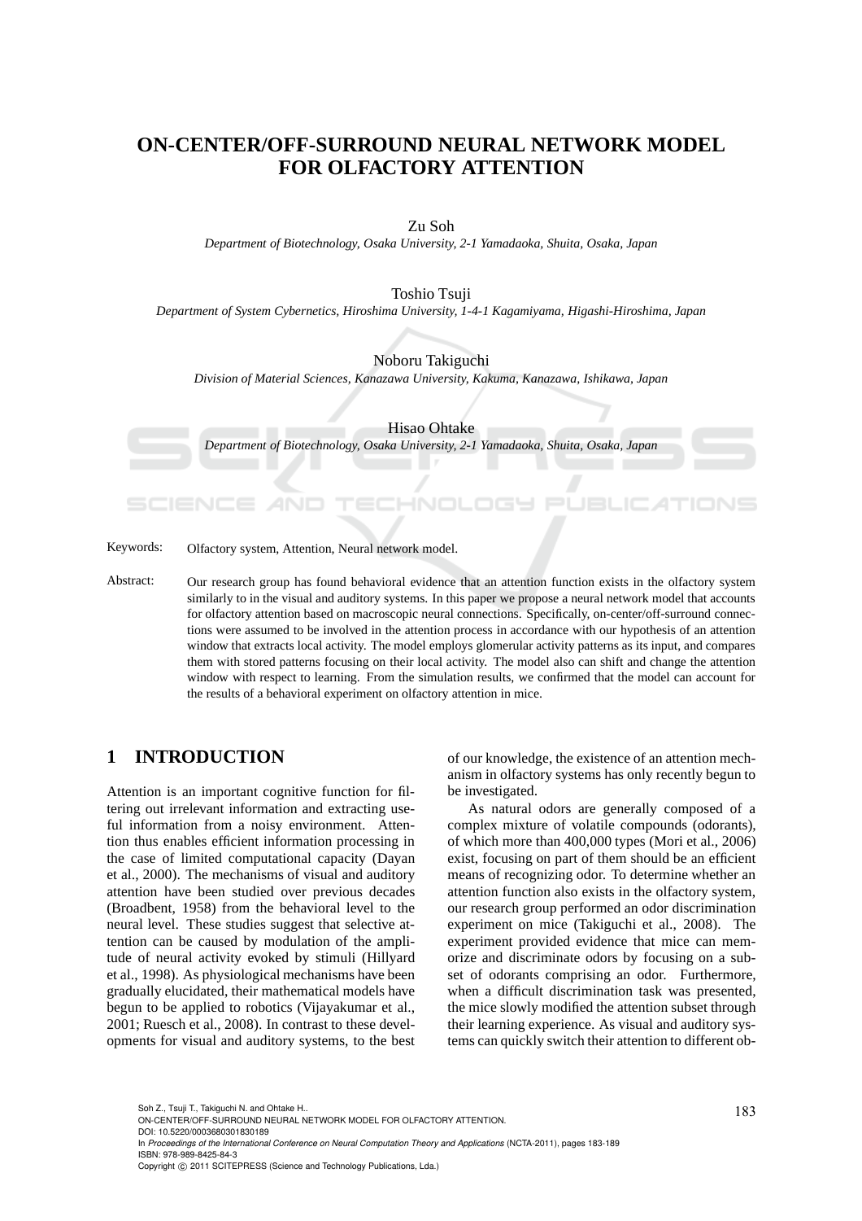# ON-CENTER/OFF-SURROUND NEURAL NETWORK MODEL FOR OLFACTORY ATTENTION

Zu Soh
*Department of Biotechnology, Osaka University, 2-1 Yamadaoka, Shuita, Osaka, Japan*

Toshio Tsuji
*Department of System Cybernetics, Hiroshima University, 1-4-1 Kagamiyama, Higashi-Hiroshima, Japan*

Noboru Takiguchi
*Division of Material Sciences, Kanazawa University, Kakuma, Kanazawa, Ishikawa, Japan*

Hisao Ohtake
*Department of Biotechnology, Osaka University, 2-1 Yamadaoka, Shuita, Osaka, Japan*

Keywords: Olfactory system, Attention, Neural network model.

Abstract: Our research group has found behavioral evidence that an attention function exists in the olfactory system similarly to in the visual and auditory systems. In this paper we propose a neural network model that accounts for olfactory attention based on macroscopic neural connections. Specifically, on-center/off-surround connections were assumed to be involved in the attention process in accordance with our hypothesis of an attention window that extracts local activity. The model employs glomerular activity patterns as its input, and compares them with stored patterns focusing on their local activity. The model also can shift and change the attention window with respect to learning. From the simulation results, we confirmed that the model can account for the results of a behavioral experiment on olfactory attention in mice.

## 1 INTRODUCTION

Attention is an important cognitive function for filtering out irrelevant information and extracting useful information from a noisy environment. Attention thus enables efficient information processing in the case of limited computational capacity (Dayan et al., 2000). The mechanisms of visual and auditory attention have been studied over previous decades (Broadbent, 1958) from the behavioral level to the neural level. These studies suggest that selective attention can be caused by modulation of the amplitude of neural activity evoked by stimuli (Hillyard et al., 1998). As physiological mechanisms have been gradually elucidated, their mathematical models have begun to be applied to robotics (Vijayakumar et al., 2001; Ruesch et al., 2008). In contrast to these developments for visual and auditory systems, to the best of our knowledge, the existence of an attention mechanism in olfactory systems has only recently begun to be investigated.

As natural odors are generally composed of a complex mixture of volatile compounds (odorants), of which more than 400,000 types (Mori et al., 2006) exist, focusing on part of them should be an efficient means of recognizing odor. To determine whether an attention function also exists in the olfactory system, our research group performed an odor discrimination experiment on mice (Takiguchi et al., 2008). The experiment provided evidence that mice can memorize and discriminate odors by focusing on a subset of odorants comprising an odor. Furthermore, when a difficult discrimination task was presented, the mice slowly modified the attention subset through their learning experience. As visual and auditory systems can quickly switch their attention to different ob-

Soh Z., Tsuji T., Takiguchi N. and Ohtake H..
ON-CENTER/OFF-SURROUND NEURAL NETWORK MODEL FOR OLFACTORY ATTENTION.
DOI: 10.5220/0003680301830189
In *Proceedings of the International Conference on Neural Computation Theory and Applications* (NCTA-2011), pages 183-189
ISBN: 978-989-8425-84-3
Copyright © 2011 SCITEPRESS (Science and Technology Publications, Lda.)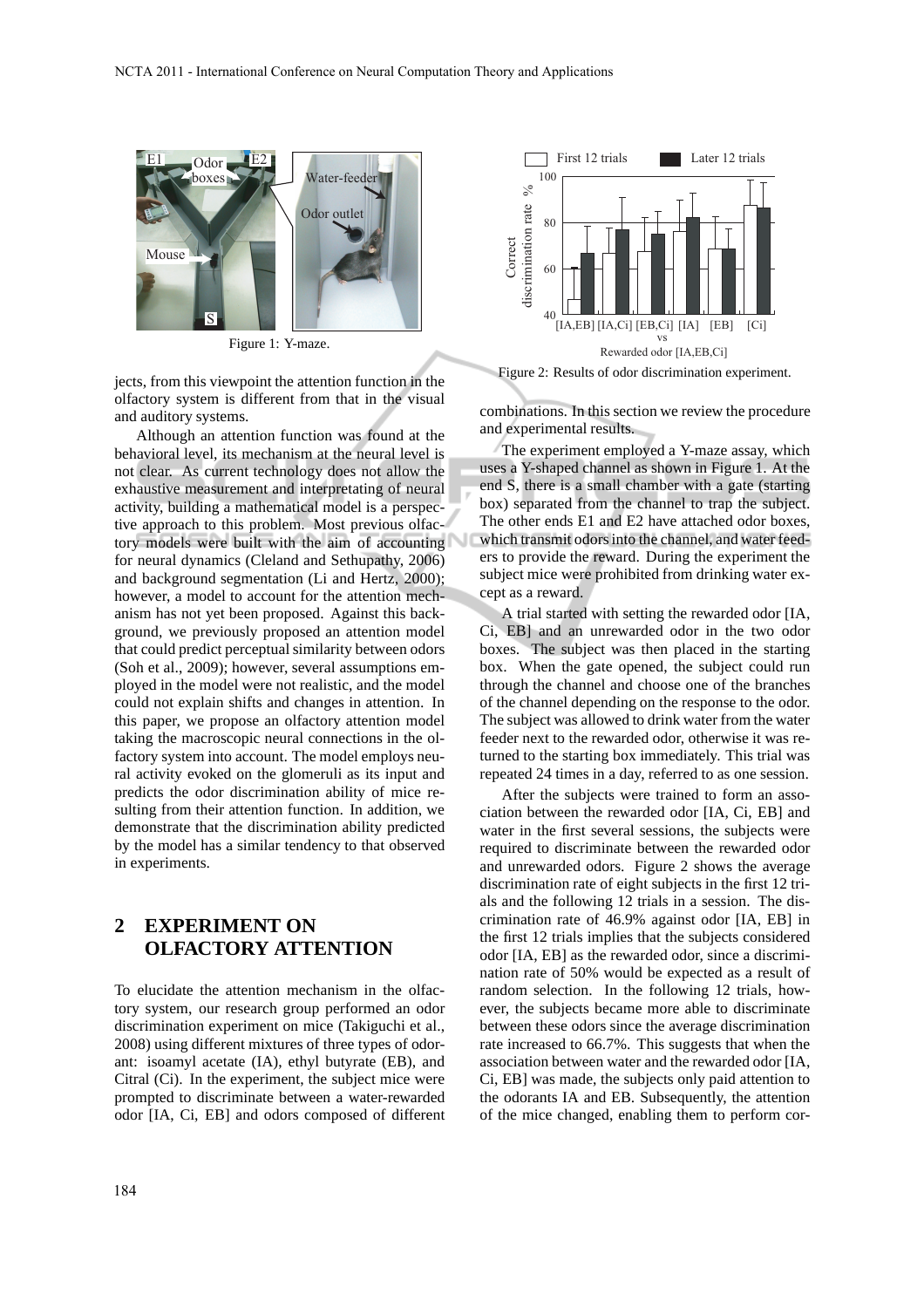Figure 1: Y-maze.

jects, from this viewpoint the attention function in the olfactory system is different from that in the visual and auditory systems.

Although an attention function was found at the behavioral level, its mechanism at the neural level is not clear. As current technology does not allow the exhaustive measurement and interpreting of neural activity, building a mathematical model is a perspective approach to this problem. Most previous olfactory models were built with the aim of accounting for neural dynamics (Cleland and Sethupathy, 2006) and background segmentation (Li and Hertz, 2000); however, a model to account for the attention mechanism has not yet been proposed. Against this background, we previously proposed an attention model that could predict perceptual similarity between odors (Soh et al., 2009); however, several assumptions employed in the model were not realistic, and the model could not explain shifts and changes in attention. In this paper, we propose an olfactory attention model taking the macroscopic neural connections in the olfactory system into account. The model employs neural activity evoked on the glomeruli as its input and predicts the odor discrimination ability of mice resulting from their attention function. In addition, we demonstrate that the discrimination ability predicted by the model has a similar tendency to that observed in experiments.

## 2 EXPERIMENT ON OLFACTORY ATTENTION

To elucidate the attention mechanism in the olfactory system, our research group performed an odor discrimination experiment on mice (Takiguchi et al., 2008) using different mixtures of three types of odorant: isoamyl acetate (IA), ethyl butyrate (EB), and Citral (Ci). In the experiment, the subject mice were prompted to discriminate between a water-rewarded odor [IA, Ci, EB] and odors composed of different combinations. In this section we review the procedure and experimental results.

Figure 2: Results of odor discrimination experiment.

The experiment employed a Y-maze assay, which uses a Y-shaped channel as shown in Figure 1. At the end S, there is a small chamber with a gate (starting box) separated from the channel to trap the subject. The other ends E1 and E2 have attached odor boxes, which transmit odors into the channel, and water feeders to provide the reward. During the experiment the subject mice were prohibited from drinking water except as a reward.

A trial started with setting the rewarded odor [IA, Ci, EB] and an unrewarded odor in the two odor boxes. The subject was then placed in the starting box. When the gate opened, the subject could run through the channel and choose one of the branches of the channel depending on the response to the odor. The subject was allowed to drink water from the water feeder next to the rewarded odor, otherwise it was returned to the starting box immediately. This trial was repeated 24 times in a day, referred to as one session.

After the subjects were trained to form an association between the rewarded odor [IA, Ci, EB] and water in the first several sessions, the subjects were required to discriminate between the rewarded odor and unrewarded odors. Figure 2 shows the average discrimination rate of eight subjects in the first 12 trials and the following 12 trials in a session. The discrimination rate of 46.9% against odor [IA, EB] in the first 12 trials implies that the subjects considered odor [IA, EB] as the rewarded odor, since a discrimination rate of 50% would be expected as a result of random selection. In the following 12 trials, however, the subjects became more able to discriminate between these odors since the average discrimination rate increased to 66.7%. This suggests that when the association between water and the rewarded odor [IA, Ci, EB] was made, the subjects only paid attention to the odorants IA and EB. Subsequently, the attention of the mice changed, enabling them to perform cor-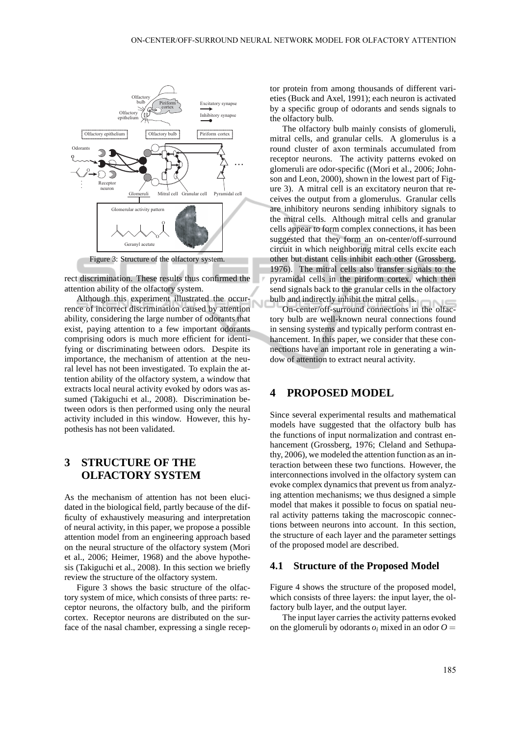Figure 3: Structure of the olfactory system.

rect discrimination. These results thus confirmed the attention ability of the olfactory system.

Although this experiment illustrated the occurrence of incorrect discrimination caused by attention ability, considering the large number of odorants that exist, paying attention to a few important odorants comprising odors is much more efficient for identifying or discriminating between odors. Despite its importance, the mechanism of attention at the neural level has not been investigated. To explain the attention ability of the olfactory system, a window that extracts local neural activity evoked by odors was assumed (Takiguchi et al., 2008). Discrimination between odors is then performed using only the neural activity included in this window. However, this hypothesis has not been validated.

# 3 STRUCTURE OF THE OLFACTORY SYSTEM

As the mechanism of attention has not been elucidated in the biological field, partly because of the difficulty of exhaustively measuring and interpretation of neural activity, in this paper, we propose a possible attention model from an engineering approach based on the neural structure of the olfactory system (Mori et al., 2006; Heimer, 1968) and the above hypothesis (Takiguchi et al., 2008). In this section we briefly review the structure of the olfactory system.

Figure 3 shows the basic structure of the olfactory system of mice, which consists of three parts: receptor neurons, the olfactory bulb, and the piriform cortex. Receptor neurons are distributed on the surface of the nasal chamber, expressing a single receptor protein from among thousands of different varieties (Buck and Axel, 1991); each neuron is activated by a specific group of odorants and sends signals to the olfactory bulb.

The olfactory bulb mainly consists of glomeruli, mitral cells, and granular cells. A glomerulus is a round cluster of axon terminals accumulated from receptor neurons. The activity patterns evoked on glomeruli are odor-specific ((Mori et al., 2006; Johnson and Leon, 2000), shown in the lowest part of Figure 3). A mitral cell is an excitatory neuron that receives the output from a glomerulus. Granular cells are inhibitory neurons sending inhibitory signals to the mitral cells. Although mitral cells and granular cells appear to form complex connections, it has been suggested that they form an on-center/off-surround circuit in which neighboring mitral cells excite each other but distant cells inhibit each other (Grossberg, 1976). The mitral cells also transfer signals to the pyramidal cells in the piriform cortex, which then send signals back to the granular cells in the olfactory bulb and indirectly inhibit the mitral cells.

On-center/off-surround connections in the olfactory bulb are well-known neural connections found in sensing systems and typically perform contrast enhancement. In this paper, we consider that these connections have an important role in generating a window of attention to extract neural activity.

# 4 PROPOSED MODEL

Since several experimental results and mathematical models have suggested that the olfactory bulb has the functions of input normalization and contrast enhancement (Grossberg, 1976; Cleland and Sethupathy, 2006), we modeled the attention function as an interaction between these two functions. However, the interconnections involved in the olfactory system can evoke complex dynamics that prevent us from analyzing attention mechanisms; we thus designed a simple model that makes it possible to focus on spatial neural activity patterns taking the macroscopic connections between neurons into account. In this section, the structure of each layer and the parameter settings of the proposed model are described.

## 4.1 Structure of the Proposed Model

Figure 4 shows the structure of the proposed model, which consists of three layers: the input layer, the olfactory bulb layer, and the output layer.

The input layer carries the activity patterns evoked on the glomeruli by odorants $o_i$ mixed in an odor $O =$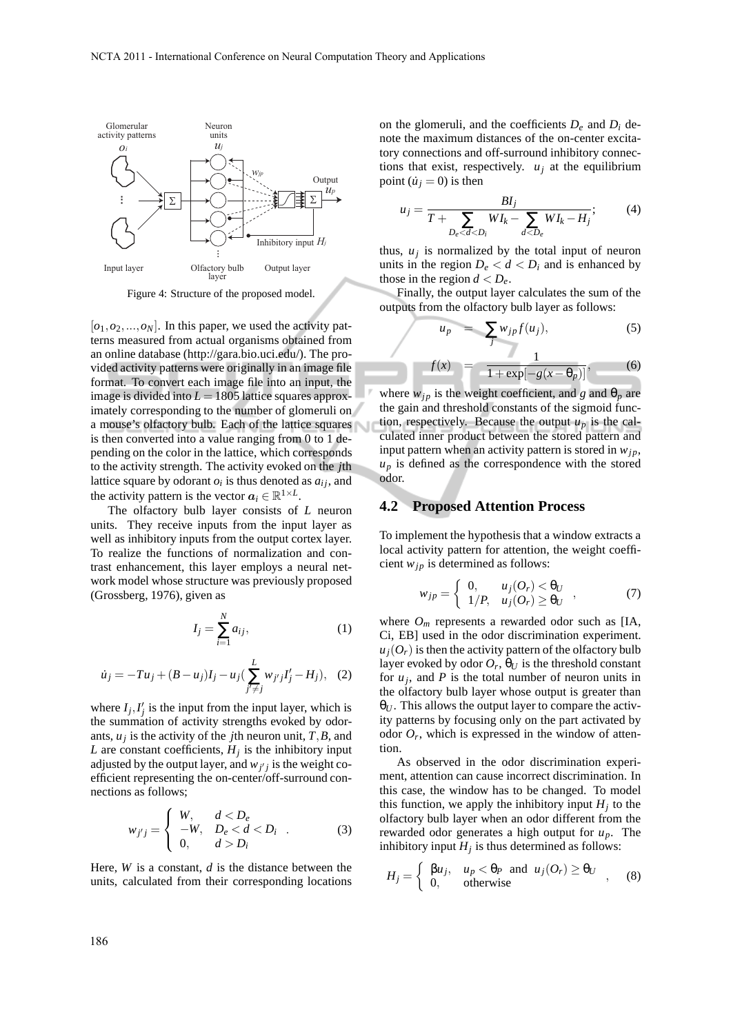Figure 4: Structure of the proposed model.

$[o_1, o_2, ..., o_N]$. In this paper, we used the activity patterns measured from actual organisms obtained from an online database (http://gara.bio.uci.edu/). The provided activity patterns were originally in an image file format. To convert each image file into an input, the image is divided into $L = 1805$ lattice squares approximately corresponding to the number of glomeruli on a mouse's olfactory bulb. Each of the lattice squares is then converted into a value ranging from 0 to 1 depending on the color in the lattice, which corresponds to the activity strength. The activity evoked on the $j$th lattice square by odorant $o_i$ is thus denoted as $a_{ij}$, and the activity pattern is the vector $\boldsymbol{a}_i \in \mathbb{R}^{1\times L}$.

The olfactory bulb layer consists of $L$ neuron units. They receive inputs from the input layer as well as inhibitory inputs from the output cortex layer. To realize the functions of normalization and contrast enhancement, this layer employs a neural network model whose structure was previously proposed (Grossberg, 1976), given as

$$I_j = \sum_{i=1}^{N} a_{ij}, \tag{1}$$

$$\dot{u}_j = -Tu_j + (B - u_j)I_j - u_j\left(\sum_{j' \neq j}^{L} w_{j'j} I'_j - H_j\right), \tag{2}$$

where $I_j, I'_j$ is the input from the input layer, which is the summation of activity strengths evoked by odorants, $u_j$ is the activity of the $j$th neuron unit, $T, B$, and $L$ are constant coefficients, $H_j$ is the inhibitory input adjusted by the output layer, and $w_{j'j}$ is the weight coefficient representing the on-center/off-surround connections as follows;

$$w_{j'j} = \begin{cases} W, & d < D_e \\ -W, & D_e < d < D_i \\ 0, & d > D_i \end{cases}. \tag{3}$$

Here, $W$ is a constant, $d$ is the distance between the units, calculated from their corresponding locations on the glomeruli, and the coefficients $D_e$ and $D_i$ denote the maximum distances of the on-center excitatory connections and off-surround inhibitory connections that exist, respectively. $u_j$ at the equilibrium point ($\dot{u}_j = 0$) is then

$$u_j = \frac{BI_j}{T + \sum_{D_e < d < D_i} WI_k - \sum_{d < D_e} WI_k - H_j}; \tag{4}$$

thus, $u_j$ is normalized by the total input of neuron units in the region $D_e < d < D_i$ and is enhanced by those in the region $d < D_e$.

Finally, the output layer calculates the sum of the outputs from the olfactory bulb layer as follows:

$$u_p = \sum_j w_{jp} f(u_j), \tag{5}$$

$$f(x) = \frac{1}{1 + \exp[-g(x - \theta_p)]}, \tag{6}$$

where $w_{jp}$ is the weight coefficient, and $g$ and $\theta_p$ are the gain and threshold constants of the sigmoid function, respectively. Because the output $u_p$ is the calculated inner product between the stored pattern and input pattern when an activity pattern is stored in $w_{jp}$, $u_p$ is defined as the correspondence with the stored odor.

### 4.2 Proposed Attention Process

To implement the hypothesis that a window extracts a local activity pattern for attention, the weight coefficient $w_{jp}$ is determined as follows:

$$w_{jp} = \begin{cases} 0, & u_j(O_r) < \theta_U \\ 1/P, & u_j(O_r) \geq \theta_U \end{cases}, \tag{7}$$

where $O_m$ represents a rewarded odor such as [IA, Ci, EB] used in the odor discrimination experiment. $u_j(O_r)$ is then the activity pattern of the olfactory bulb layer evoked by odor $O_r$, $\theta_U$ is the threshold constant for $u_j$, and $P$ is the total number of neuron units in the olfactory bulb layer whose output is greater than $\theta_U$. This allows the output layer to compare the activity patterns by focusing only on the part activated by odor $O_r$, which is expressed in the window of attention.

As observed in the odor discrimination experiment, attention can cause incorrect discrimination. In this case, the window has to be changed. To model this function, we apply the inhibitory input $H_j$ to the olfactory bulb layer when an odor different from the rewarded odor generates a high output for $u_p$. The inhibitory input $H_j$ is thus determined as follows:

$$H_j = \begin{cases} \beta u_j, & u_p < \theta_P \text{ and } u_j(O_r) \geq \theta_U \\ 0, & \text{otherwise} \end{cases}, \tag{8}$$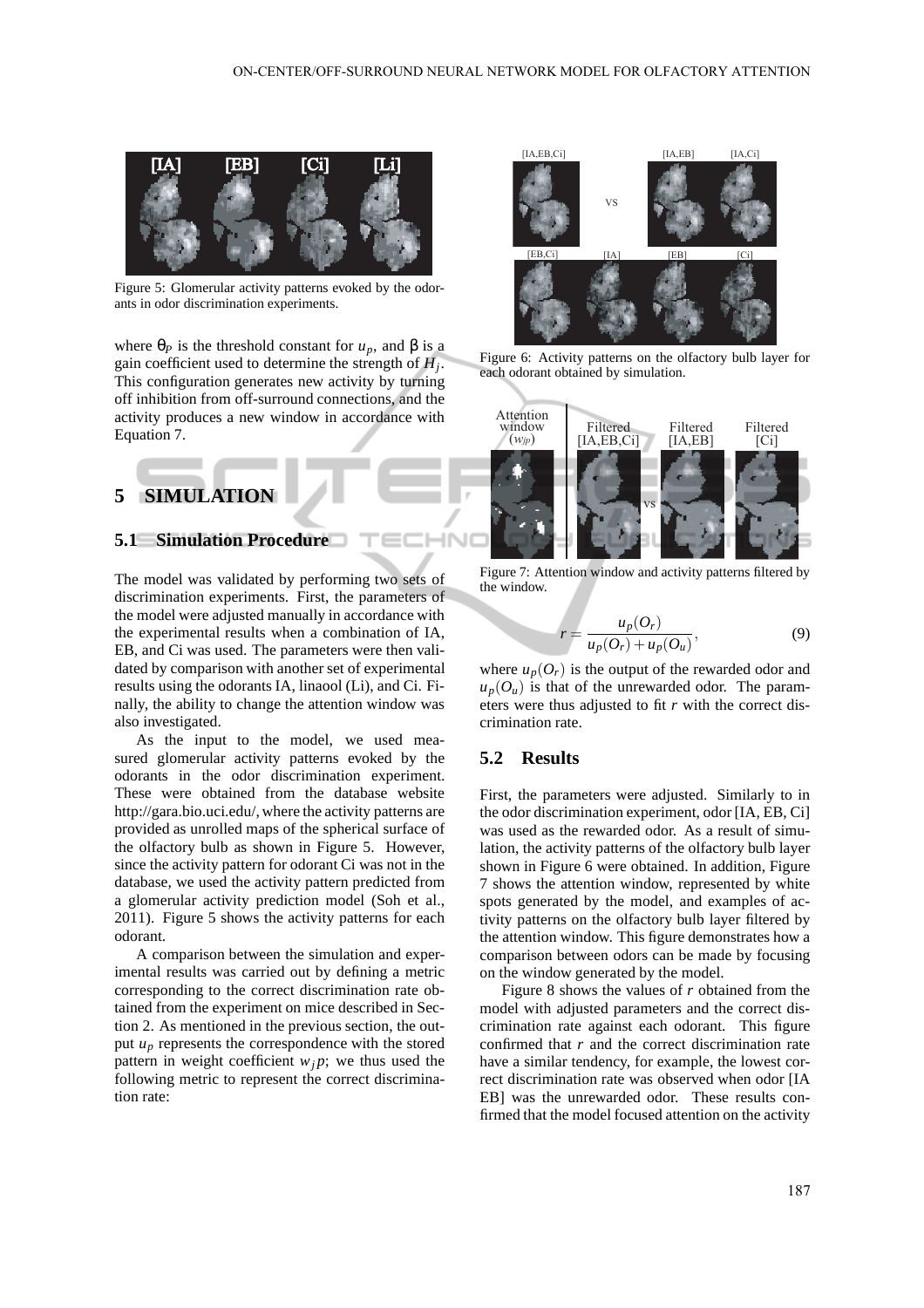Figure 5: Glomerular activity patterns evoked by the odorants in odor discrimination experiments.

where $\theta_P$ is the threshold constant for $u_p$, and $\beta$ is a gain coefficient used to determine the strength of $H_j$. This configuration generates new activity by turning off inhibition from off-surround connections, and the activity produces a new window in accordance with Equation 7.

## 5 SIMULATION

### 5.1 Simulation Procedure

The model was validated by performing two sets of discrimination experiments. First, the parameters of the model were adjusted manually in accordance with the experimental results when a combination of IA, EB, and Ci was used. The parameters were then validated by comparison with another set of experimental results using the odorants IA, linaool (Li), and Ci. Finally, the ability to change the attention window was also investigated.

As the input to the model, we used measured glomerular activity patterns evoked by the odorants in the odor discrimination experiment. These were obtained from the database website http://gara.bio.uci.edu/, where the activity patterns are provided as unrolled maps of the spherical surface of the olfactory bulb as shown in Figure 5. However, since the activity pattern for odorant Ci was not in the database, we used the activity pattern predicted from a glomerular activity prediction model (Soh et al., 2011). Figure 5 shows the activity patterns for each odorant.

A comparison between the simulation and experimental results was carried out by defining a metric corresponding to the correct discrimination rate obtained from the experiment on mice described in Section 2. As mentioned in the previous section, the output $u_p$ represents the correspondence with the stored pattern in weight coefficient $w_jp$; we thus used the following metric to represent the correct discrimination rate:

Figure 6: Activity patterns on the olfactory bulb layer for each odorant obtained by simulation.

Figure 7: Attention window and activity patterns filtered by the window.

$$r = \frac{u_p(O_r)}{u_p(O_r) + u_p(O_u)}, \tag{9}$$

where $u_p(O_r)$ is the output of the rewarded odor and $u_p(O_u)$ is that of the unrewarded odor. The parameters were thus adjusted to fit $r$ with the correct discrimination rate.

### 5.2 Results

First, the parameters were adjusted. Similarly to in the odor discrimination experiment, odor [IA, EB, Ci] was used as the rewarded odor. As a result of simulation, the activity patterns of the olfactory bulb layer shown in Figure 6 were obtained. In addition, Figure 7 shows the attention window, represented by white spots generated by the model, and examples of activity patterns on the olfactory bulb layer filtered by the attention window. This figure demonstrates how a comparison between odors can be made by focusing on the window generated by the model.

Figure 8 shows the values of $r$ obtained from the model with adjusted parameters and the correct discrimination rate against each odorant. This figure confirmed that $r$ and the correct discrimination rate have a similar tendency, for example, the lowest correct discrimination rate was observed when odor [IA EB] was the unrewarded odor. These results confirmed that the model focused attention on the activity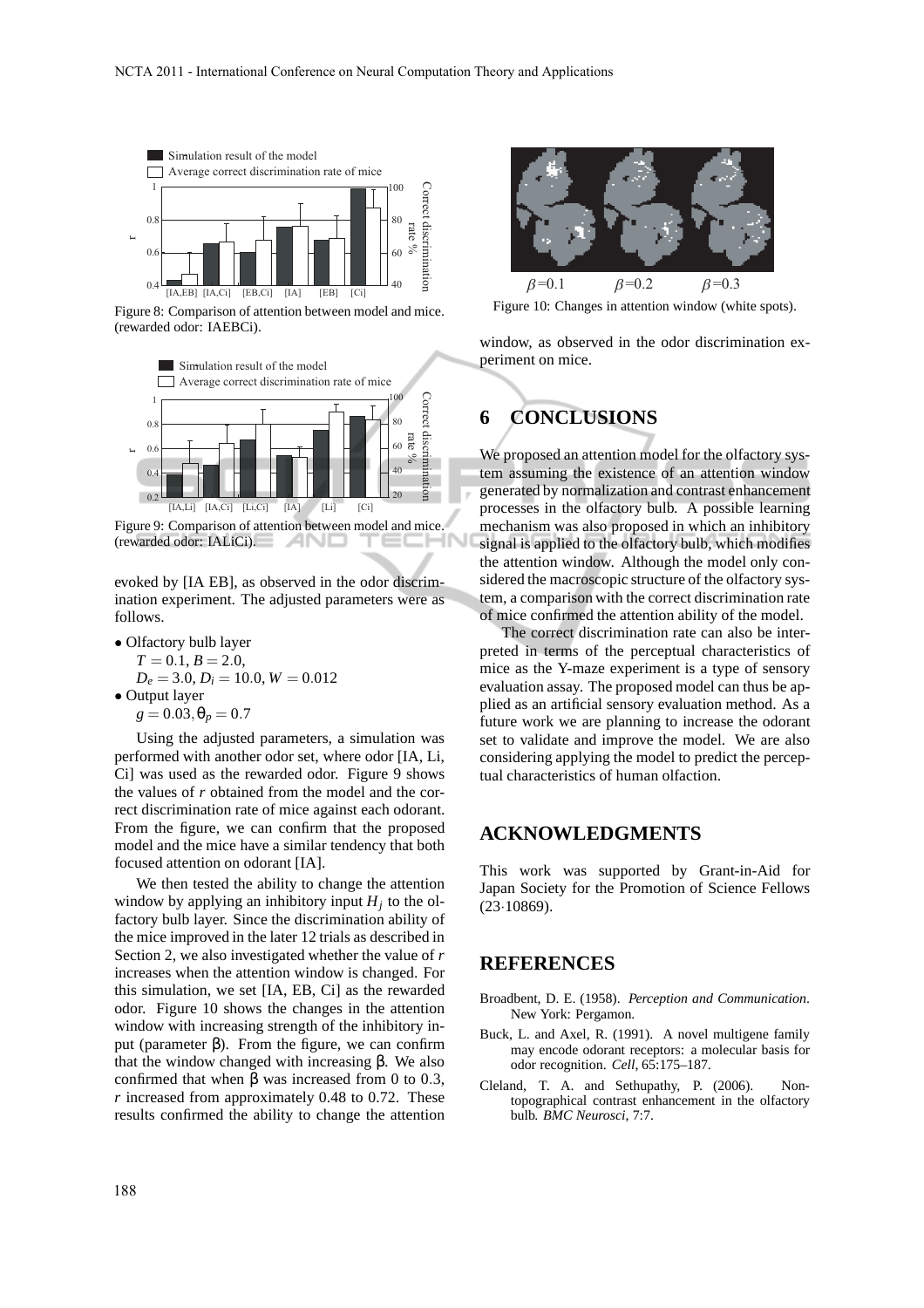Figure 8: Comparison of attention between model and mice. (rewarded odor: IAEBCi).

Figure 9: Comparison of attention between model and mice. (rewarded odor: IALiCi).

evoked by [IA EB], as observed in the odor discrimination experiment. The adjusted parameters were as follows.

- Olfactory bulb layer
  $T = 0.1, B = 2.0,$
  $D_e = 3.0, D_i = 10.0, W = 0.012$
- Output layer
  $g = 0.03, \theta_p = 0.7$

Using the adjusted parameters, a simulation was performed with another odor set, where odor [IA, Li, Ci] was used as the rewarded odor. Figure 9 shows the values of $r$ obtained from the model and the correct discrimination rate of mice against each odorant. From the figure, we can confirm that the proposed model and the mice have a similar tendency that both focused attention on odorant [IA].

We then tested the ability to change the attention window by applying an inhibitory input $H_j$ to the olfactory bulb layer. Since the discrimination ability of the mice improved in the later 12 trials as described in Section 2, we also investigated whether the value of $r$ increases when the attention window is changed. For this simulation, we set [IA, EB, Ci] as the rewarded odor. Figure 10 shows the changes in the attention window with increasing strength of the inhibitory input (parameter $\beta$). From the figure, we can confirm that the window changed with increasing $\beta$. We also confirmed that when $\beta$ was increased from 0 to 0.3, $r$ increased from approximately 0.48 to 0.72. These results confirmed the ability to change the attention window, as observed in the odor discrimination experiment on mice.

Figure 10: Changes in attention window (white spots).

## 6 CONCLUSIONS

We proposed an attention model for the olfactory system assuming the existence of an attention window generated by normalization and contrast enhancement processes in the olfactory bulb. A possible learning mechanism was also proposed in which an inhibitory signal is applied to the olfactory bulb, which modifies the attention window. Although the model only considered the macroscopic structure of the olfactory system, a comparison with the correct discrimination rate of mice confirmed the attention ability of the model.

The correct discrimination rate can also be interpreted in terms of the perceptual characteristics of mice as the Y-maze experiment is a type of sensory evaluation assay. The proposed model can thus be applied as an artificial sensory evaluation method. As a future work we are planning to increase the odorant set to validate and improve the model. We are also considering applying the model to predict the perceptual characteristics of human olfaction.

## ACKNOWLEDGMENTS

This work was supported by Grant-in-Aid for Japan Society for the Promotion of Science Fellows (23·10869).

## REFERENCES

Broadbent, D. E. (1958). *Perception and Communication*. New York: Pergamon.

Buck, L. and Axel, R. (1991). A novel multigene family may encode odorant receptors: a molecular basis for odor recognition. *Cell*, 65:175–187.

Cleland, T. A. and Sethupathy, P. (2006). Non-topographical contrast enhancement in the olfactory bulb. *BMC Neurosci*, 7:7.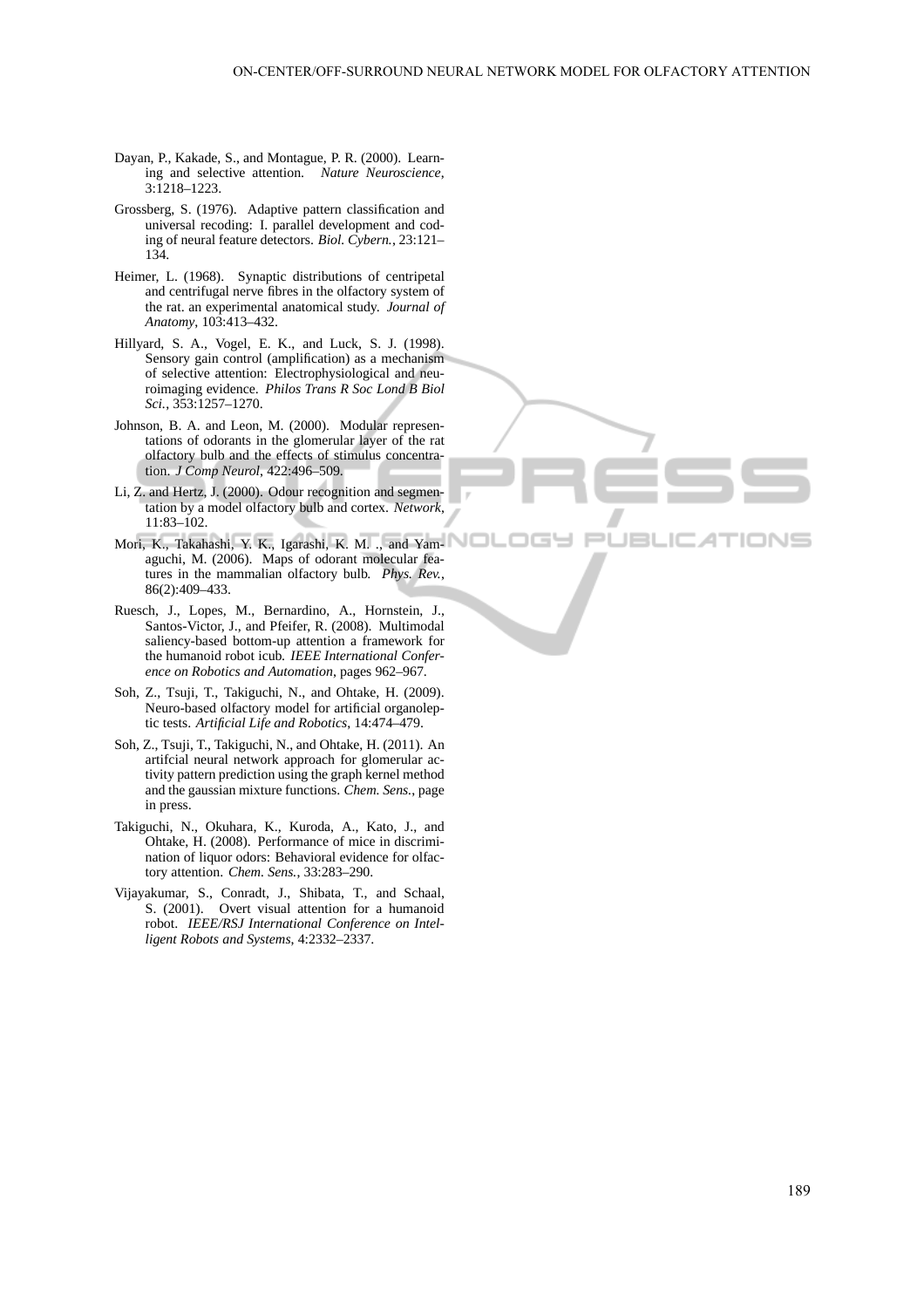Dayan, P., Kakade, S., and Montague, P. R. (2000). Learning and selective attention. *Nature Neuroscience*, 3:1218–1223.

Grossberg, S. (1976). Adaptive pattern classification and universal recoding: I. parallel development and coding of neural feature detectors. *Biol. Cybern.*, 23:121–134.

Heimer, L. (1968). Synaptic distributions of centripetal and centrifugal nerve fibres in the olfactory system of the rat. an experimental anatomical study. *Journal of Anatomy*, 103:413–432.

Hillyard, S. A., Vogel, E. K., and Luck, S. J. (1998). Sensory gain control (amplification) as a mechanism of selective attention: Electrophysiological and neuroimaging evidence. *Philos Trans R Soc Lond B Biol Sci.*, 353:1257–1270.

Johnson, B. A. and Leon, M. (2000). Modular representations of odorants in the glomerular layer of the rat olfactory bulb and the effects of stimulus concentration. *J Comp Neurol*, 422:496–509.

Li, Z. and Hertz, J. (2000). Odour recognition and segmentation by a model olfactory bulb and cortex. *Network*, 11:83–102.

Mori, K., Takahashi, Y. K., Igarashi, K. M. ., and Yamaguchi, M. (2006). Maps of odorant molecular features in the mammalian olfactory bulb. *Phys. Rev.*, 86(2):409–433.

Ruesch, J., Lopes, M., Bernardino, A., Hornstein, J., Santos-Victor, J., and Pfeifer, R. (2008). Multimodal saliency-based bottom-up attention a framework for the humanoid robot icub. *IEEE International Conference on Robotics and Automation*, pages 962–967.

Soh, Z., Tsuji, T., Takiguchi, N., and Ohtake, H. (2009). Neuro-based olfactory model for artificial organoleptic tests. *Artificial Life and Robotics*, 14:474–479.

Soh, Z., Tsuji, T., Takiguchi, N., and Ohtake, H. (2011). An artifcial neural network approach for glomerular activity pattern prediction using the graph kernel method and the gaussian mixture functions. *Chem. Sens.*, page in press.

Takiguchi, N., Okuhara, K., Kuroda, A., Kato, J., and Ohtake, H. (2008). Performance of mice in discrimination of liquor odors: Behavioral evidence for olfactory attention. *Chem. Sens.*, 33:283–290.

Vijayakumar, S., Conradt, J., Shibata, T., and Schaal, S. (2001). Overt visual attention for a humanoid robot. *IEEE/RSJ International Conference on Intelligent Robots and Systems*, 4:2332–2337.